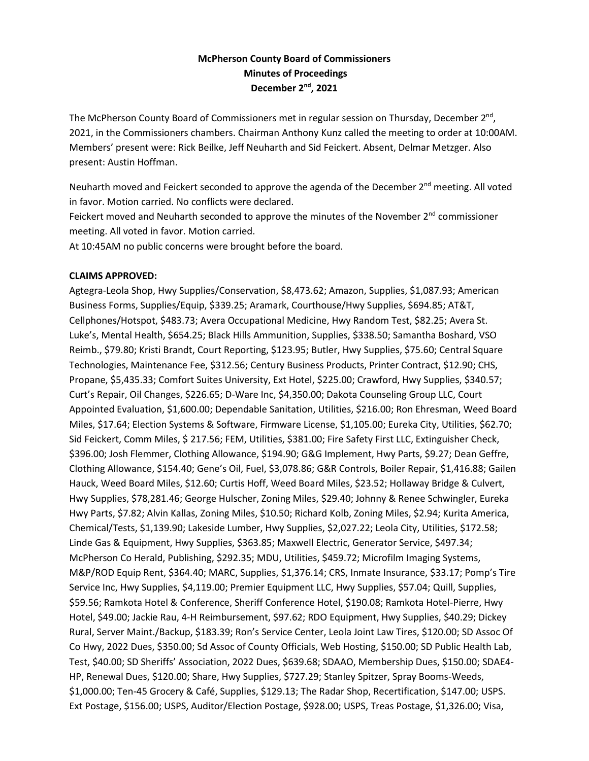**McPherson County Board of Commissioners**
**Minutes of Proceedings**
**December 2nd, 2021**

The McPherson County Board of Commissioners met in regular session on Thursday, December 2nd, 2021, in the Commissioners chambers. Chairman Anthony Kunz called the meeting to order at 10:00AM. Members' present were: Rick Beilke, Jeff Neuharth and Sid Feickert. Absent, Delmar Metzger. Also present: Austin Hoffman.

Neuharth moved and Feickert seconded to approve the agenda of the December 2nd meeting. All voted in favor. Motion carried. No conflicts were declared.
Feickert moved and Neuharth seconded to approve the minutes of the November 2nd commissioner meeting. All voted in favor. Motion carried.
At 10:45AM no public concerns were brought before the board.

**CLAIMS APPROVED:**
Agtegra-Leola Shop, Hwy Supplies/Conservation, $8,473.62; Amazon, Supplies, $1,087.93; American Business Forms, Supplies/Equip, $339.25; Aramark, Courthouse/Hwy Supplies, $694.85; AT&T, Cellphones/Hotspot, $483.73; Avera Occupational Medicine, Hwy Random Test, $82.25; Avera St. Luke's, Mental Health, $654.25; Black Hills Ammunition, Supplies, $338.50; Samantha Boshard, VSO Reimb., $79.80; Kristi Brandt, Court Reporting, $123.95; Butler, Hwy Supplies, $75.60; Central Square Technologies, Maintenance Fee, $312.56; Century Business Products, Printer Contract, $12.90; CHS, Propane, $5,435.33; Comfort Suites University, Ext Hotel, $225.00; Crawford, Hwy Supplies, $340.57; Curt's Repair, Oil Changes, $226.65; D-Ware Inc, $4,350.00; Dakota Counseling Group LLC, Court Appointed Evaluation, $1,600.00; Dependable Sanitation, Utilities, $216.00; Ron Ehresman, Weed Board Miles, $17.64; Election Systems & Software, Firmware License, $1,105.00; Eureka City, Utilities, $62.70; Sid Feickert, Comm Miles, $ 217.56; FEM, Utilities, $381.00; Fire Safety First LLC, Extinguisher Check, $396.00; Josh Flemmer, Clothing Allowance, $194.90; G&G Implement, Hwy Parts, $9.27; Dean Geffre, Clothing Allowance, $154.40; Gene's Oil, Fuel, $3,078.86; G&R Controls, Boiler Repair, $1,416.88; Gailen Hauck, Weed Board Miles, $12.60; Curtis Hoff, Weed Board Miles, $23.52; Hollaway Bridge & Culvert, Hwy Supplies, $78,281.46; George Hulscher, Zoning Miles, $29.40; Johnny & Renee Schwingler, Eureka Hwy Parts, $7.82; Alvin Kallas, Zoning Miles, $10.50; Richard Kolb, Zoning Miles, $2.94; Kurita America, Chemical/Tests, $1,139.90; Lakeside Lumber, Hwy Supplies, $2,027.22; Leola City, Utilities, $172.58; Linde Gas & Equipment, Hwy Supplies, $363.85; Maxwell Electric, Generator Service, $497.34; McPherson Co Herald, Publishing, $292.35; MDU, Utilities, $459.72; Microfilm Imaging Systems, M&P/ROD Equip Rent, $364.40; MARC, Supplies, $1,376.14; CRS, Inmate Insurance, $33.17; Pomp's Tire Service Inc, Hwy Supplies, $4,119.00; Premier Equipment LLC, Hwy Supplies, $57.04; Quill, Supplies, $59.56; Ramkota Hotel & Conference, Sheriff Conference Hotel, $190.08; Ramkota Hotel-Pierre, Hwy Hotel, $49.00; Jackie Rau, 4-H Reimbursement, $97.62; RDO Equipment, Hwy Supplies, $40.29; Dickey Rural, Server Maint./Backup, $183.39; Ron's Service Center, Leola Joint Law Tires, $120.00; SD Assoc Of Co Hwy, 2022 Dues, $350.00; Sd Assoc of County Officials, Web Hosting, $150.00; SD Public Health Lab, Test, $40.00; SD Sheriffs' Association, 2022 Dues, $639.68; SDAAO, Membership Dues, $150.00; SDAE4-HP, Renewal Dues, $120.00; Share, Hwy Supplies, $727.29; Stanley Spitzer, Spray Booms-Weeds, $1,000.00; Ten-45 Grocery & Café, Supplies, $129.13; The Radar Shop, Recertification, $147.00; USPS. Ext Postage, $156.00; USPS, Auditor/Election Postage, $928.00; USPS, Treas Postage, $1,326.00; Visa,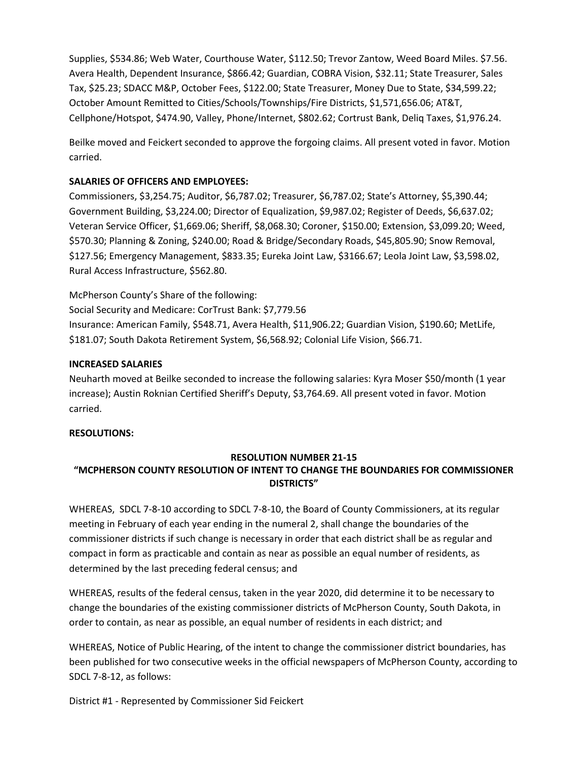Supplies, $534.86; Web Water, Courthouse Water, $112.50; Trevor Zantow, Weed Board Miles. $7.56. Avera Health, Dependent Insurance, $866.42; Guardian, COBRA Vision, $32.11; State Treasurer, Sales Tax, $25.23; SDACC M&P, October Fees, $122.00; State Treasurer, Money Due to State, $34,599.22; October Amount Remitted to Cities/Schools/Townships/Fire Districts, $1,571,656.06; AT&T, Cellphone/Hotspot, $474.90, Valley, Phone/Internet, $802.62; Cortrust Bank, Deliq Taxes, $1,976.24.

Beilke moved and Feickert seconded to approve the forgoing claims. All present voted in favor. Motion carried.

**SALARIES OF OFFICERS AND EMPLOYEES:**
Commissioners, $3,254.75; Auditor, $6,787.02; Treasurer, $6,787.02; State's Attorney, $5,390.44; Government Building, $3,224.00; Director of Equalization, $9,987.02; Register of Deeds, $6,637.02; Veteran Service Officer, $1,669.06; Sheriff, $8,068.30; Coroner, $150.00; Extension, $3,099.20; Weed, $570.30; Planning & Zoning, $240.00; Road & Bridge/Secondary Roads, $45,805.90; Snow Removal, $127.56; Emergency Management, $833.35; Eureka Joint Law, $3166.67; Leola Joint Law, $3,598.02, Rural Access Infrastructure, $562.80.

McPherson County's Share of the following:
Social Security and Medicare: CorTrust Bank: $7,779.56
Insurance: American Family, $548.71, Avera Health, $11,906.22; Guardian Vision, $190.60; MetLife, $181.07; South Dakota Retirement System, $6,568.92; Colonial Life Vision, $66.71.

**INCREASED SALARIES**
Neuharth moved at Beilke seconded to increase the following salaries: Kyra Moser $50/month (1 year increase); Austin Roknian Certified Sheriff's Deputy, $3,764.69. All present voted in favor. Motion carried.

**RESOLUTIONS:**

**RESOLUTION NUMBER 21-15**
**"MCPHERSON COUNTY RESOLUTION OF INTENT TO CHANGE THE BOUNDARIES FOR COMMISSIONER DISTRICTS"**

WHEREAS, SDCL 7-8-10 according to SDCL 7-8-10, the Board of County Commissioners, at its regular meeting in February of each year ending in the numeral 2, shall change the boundaries of the commissioner districts if such change is necessary in order that each district shall be as regular and compact in form as practicable and contain as near as possible an equal number of residents, as determined by the last preceding federal census; and

WHEREAS, results of the federal census, taken in the year 2020, did determine it to be necessary to change the boundaries of the existing commissioner districts of McPherson County, South Dakota, in order to contain, as near as possible, an equal number of residents in each district; and

WHEREAS, Notice of Public Hearing, of the intent to change the commissioner district boundaries, has been published for two consecutive weeks in the official newspapers of McPherson County, according to SDCL 7-8-12, as follows:

District #1 - Represented by Commissioner Sid Feickert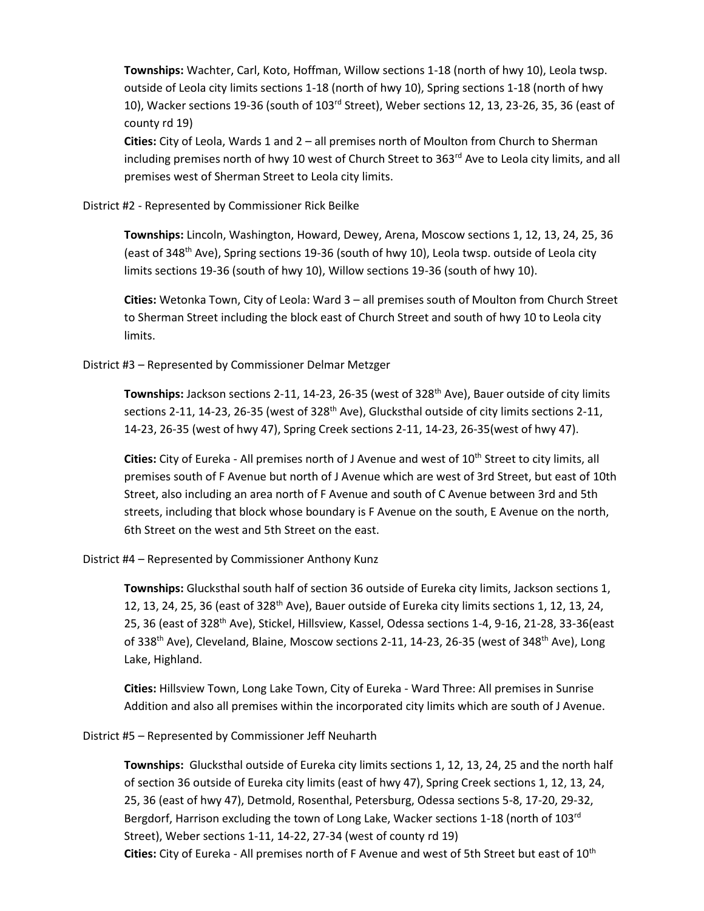**Townships:** Wachter, Carl, Koto, Hoffman, Willow sections 1-18 (north of hwy 10), Leola twsp. outside of Leola city limits sections 1-18 (north of hwy 10), Spring sections 1-18 (north of hwy 10), Wacker sections 19-36 (south of 103rd Street), Weber sections 12, 13, 23-26, 35, 36 (east of county rd 19)

**Cities:** City of Leola, Wards 1 and 2 – all premises north of Moulton from Church to Sherman including premises north of hwy 10 west of Church Street to 363rd Ave to Leola city limits, and all premises west of Sherman Street to Leola city limits.

District #2 - Represented by Commissioner Rick Beilke

**Townships:** Lincoln, Washington, Howard, Dewey, Arena, Moscow sections 1, 12, 13, 24, 25, 36 (east of 348th Ave), Spring sections 19-36 (south of hwy 10), Leola twsp. outside of Leola city limits sections 19-36 (south of hwy 10), Willow sections 19-36 (south of hwy 10).

**Cities:** Wetonka Town, City of Leola: Ward 3 – all premises south of Moulton from Church Street to Sherman Street including the block east of Church Street and south of hwy 10 to Leola city limits.

District #3 – Represented by Commissioner Delmar Metzger

**Townships:** Jackson sections 2-11, 14-23, 26-35 (west of 328th Ave), Bauer outside of city limits sections 2-11, 14-23, 26-35 (west of 328th Ave), Glucksthal outside of city limits sections 2-11, 14-23, 26-35 (west of hwy 47), Spring Creek sections 2-11, 14-23, 26-35(west of hwy 47).

**Cities:** City of Eureka - All premises north of J Avenue and west of 10th Street to city limits, all premises south of F Avenue but north of J Avenue which are west of 3rd Street, but east of 10th Street, also including an area north of F Avenue and south of C Avenue between 3rd and 5th streets, including that block whose boundary is F Avenue on the south, E Avenue on the north, 6th Street on the west and 5th Street on the east.

District #4 – Represented by Commissioner Anthony Kunz

**Townships:** Glucksthal south half of section 36 outside of Eureka city limits, Jackson sections 1, 12, 13, 24, 25, 36 (east of 328th Ave), Bauer outside of Eureka city limits sections 1, 12, 13, 24, 25, 36 (east of 328th Ave), Stickel, Hillsview, Kassel, Odessa sections 1-4, 9-16, 21-28, 33-36(east of 338th Ave), Cleveland, Blaine, Moscow sections 2-11, 14-23, 26-35 (west of 348th Ave), Long Lake, Highland.

**Cities:** Hillsview Town, Long Lake Town, City of Eureka - Ward Three: All premises in Sunrise Addition and also all premises within the incorporated city limits which are south of J Avenue.

District #5 – Represented by Commissioner Jeff Neuharth

**Townships:** Glucksthal outside of Eureka city limits sections 1, 12, 13, 24, 25 and the north half of section 36 outside of Eureka city limits (east of hwy 47), Spring Creek sections 1, 12, 13, 24, 25, 36 (east of hwy 47), Detmold, Rosenthal, Petersburg, Odessa sections 5-8, 17-20, 29-32, Bergdorf, Harrison excluding the town of Long Lake, Wacker sections 1-18 (north of 103rd Street), Weber sections 1-11, 14-22, 27-34 (west of county rd 19)

**Cities:** City of Eureka - All premises north of F Avenue and west of 5th Street but east of 10th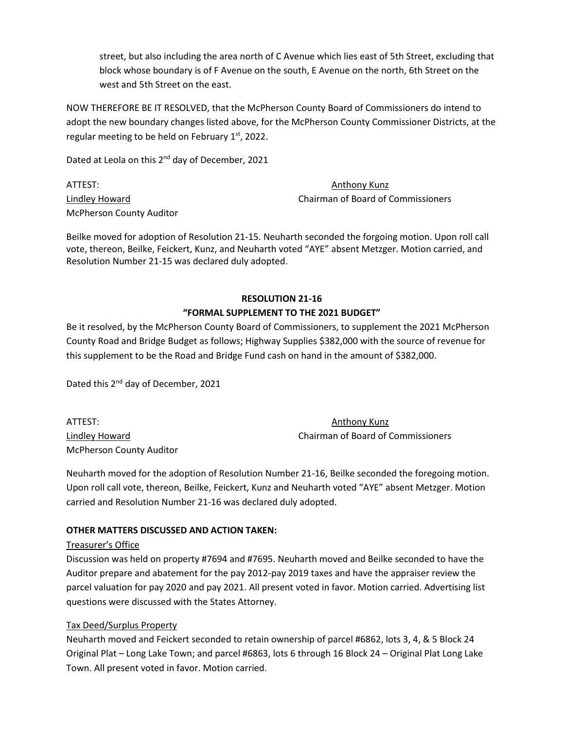street, but also including the area north of C Avenue which lies east of 5th Street, excluding that block whose boundary is of F Avenue on the south, E Avenue on the north, 6th Street on the west and 5th Street on the east.

NOW THEREFORE BE IT RESOLVED, that the McPherson County Board of Commissioners do intend to adopt the new boundary changes listed above, for the McPherson County Commissioner Districts, at the regular meeting to be held on February 1st, 2022.

Dated at Leola on this 2nd day of December, 2021

ATTEST: Anthony Kunz
Lindley Howard Chairman of Board of Commissioners
McPherson County Auditor

Beilke moved for adoption of Resolution 21-15. Neuharth seconded the forgoing motion. Upon roll call vote, thereon, Beilke, Feickert, Kunz, and Neuharth voted "AYE" absent Metzger. Motion carried, and Resolution Number 21-15 was declared duly adopted.

**RESOLUTION 21-16**

**"FORMAL SUPPLEMENT TO THE 2021 BUDGET"**

Be it resolved, by the McPherson County Board of Commissioners, to supplement the 2021 McPherson County Road and Bridge Budget as follows; Highway Supplies $382,000 with the source of revenue for this supplement to be the Road and Bridge Fund cash on hand in the amount of $382,000.

Dated this 2nd day of December, 2021

ATTEST: Anthony Kunz
Lindley Howard Chairman of Board of Commissioners
McPherson County Auditor

Neuharth moved for the adoption of Resolution Number 21-16, Beilke seconded the foregoing motion. Upon roll call vote, thereon, Beilke, Feickert, Kunz and Neuharth voted "AYE" absent Metzger. Motion carried and Resolution Number 21-16 was declared duly adopted.

**OTHER MATTERS DISCUSSED AND ACTION TAKEN:**

Treasurer's Office

Discussion was held on property #7694 and #7695. Neuharth moved and Beilke seconded to have the Auditor prepare and abatement for the pay 2012-pay 2019 taxes and have the appraiser review the parcel valuation for pay 2020 and pay 2021. All present voted in favor. Motion carried. Advertising list questions were discussed with the States Attorney.

Tax Deed/Surplus Property

Neuharth moved and Feickert seconded to retain ownership of parcel #6862, lots 3, 4, & 5 Block 24 Original Plat – Long Lake Town; and parcel #6863, lots 6 through 16 Block 24 – Original Plat Long Lake Town. All present voted in favor. Motion carried.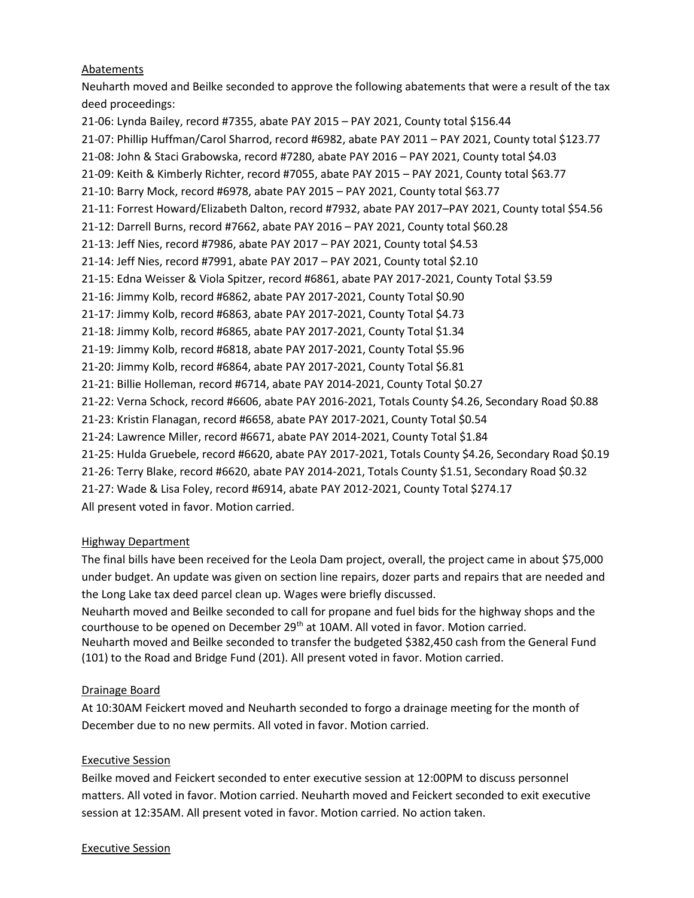Abatements

Neuharth moved and Beilke seconded to approve the following abatements that were a result of the tax deed proceedings:

21-06: Lynda Bailey, record #7355, abate PAY 2015 – PAY 2021, County total $156.44
21-07: Phillip Huffman/Carol Sharrod, record #6982, abate PAY 2011 – PAY 2021, County total $123.77
21-08: John & Staci Grabowska, record #7280, abate PAY 2016 – PAY 2021, County total $4.03
21-09: Keith & Kimberly Richter, record #7055, abate PAY 2015 – PAY 2021, County total $63.77
21-10: Barry Mock, record #6978, abate PAY 2015 – PAY 2021, County total $63.77
21-11: Forrest Howard/Elizabeth Dalton, record #7932, abate PAY 2017–PAY 2021, County total $54.56
21-12: Darrell Burns, record #7662, abate PAY 2016 – PAY 2021, County total $60.28
21-13: Jeff Nies, record #7986, abate PAY 2017 – PAY 2021, County total $4.53
21-14: Jeff Nies, record #7991, abate PAY 2017 – PAY 2021, County total $2.10
21-15: Edna Weisser & Viola Spitzer, record #6861, abate PAY 2017-2021, County Total $3.59
21-16: Jimmy Kolb, record #6862, abate PAY 2017-2021, County Total $0.90
21-17: Jimmy Kolb, record #6863, abate PAY 2017-2021, County Total $4.73
21-18: Jimmy Kolb, record #6865, abate PAY 2017-2021, County Total $1.34
21-19: Jimmy Kolb, record #6818, abate PAY 2017-2021, County Total $5.96
21-20: Jimmy Kolb, record #6864, abate PAY 2017-2021, County Total $6.81
21-21: Billie Holleman, record #6714, abate PAY 2014-2021, County Total $0.27
21-22: Verna Schock, record #6606, abate PAY 2016-2021, Totals County $4.26, Secondary Road $0.88
21-23: Kristin Flanagan, record #6658, abate PAY 2017-2021, County Total $0.54
21-24: Lawrence Miller, record #6671, abate PAY 2014-2021, County Total $1.84
21-25: Hulda Gruebele, record #6620, abate PAY 2017-2021, Totals County $4.26, Secondary Road $0.19
21-26: Terry Blake, record #6620, abate PAY 2014-2021, Totals County $1.51, Secondary Road $0.32
21-27: Wade & Lisa Foley, record #6914, abate PAY 2012-2021, County Total $274.17

All present voted in favor. Motion carried.

Highway Department

The final bills have been received for the Leola Dam project, overall, the project came in about $75,000 under budget. An update was given on section line repairs, dozer parts and repairs that are needed and the Long Lake tax deed parcel clean up. Wages were briefly discussed.

Neuharth moved and Beilke seconded to call for propane and fuel bids for the highway shops and the courthouse to be opened on December 29th at 10AM. All voted in favor. Motion carried.

Neuharth moved and Beilke seconded to transfer the budgeted $382,450 cash from the General Fund (101) to the Road and Bridge Fund (201). All present voted in favor. Motion carried.

Drainage Board

At 10:30AM Feickert moved and Neuharth seconded to forgo a drainage meeting for the month of December due to no new permits. All voted in favor. Motion carried.

Executive Session

Beilke moved and Feickert seconded to enter executive session at 12:00PM to discuss personnel matters. All voted in favor. Motion carried. Neuharth moved and Feickert seconded to exit executive session at 12:35AM. All present voted in favor. Motion carried. No action taken.

Executive Session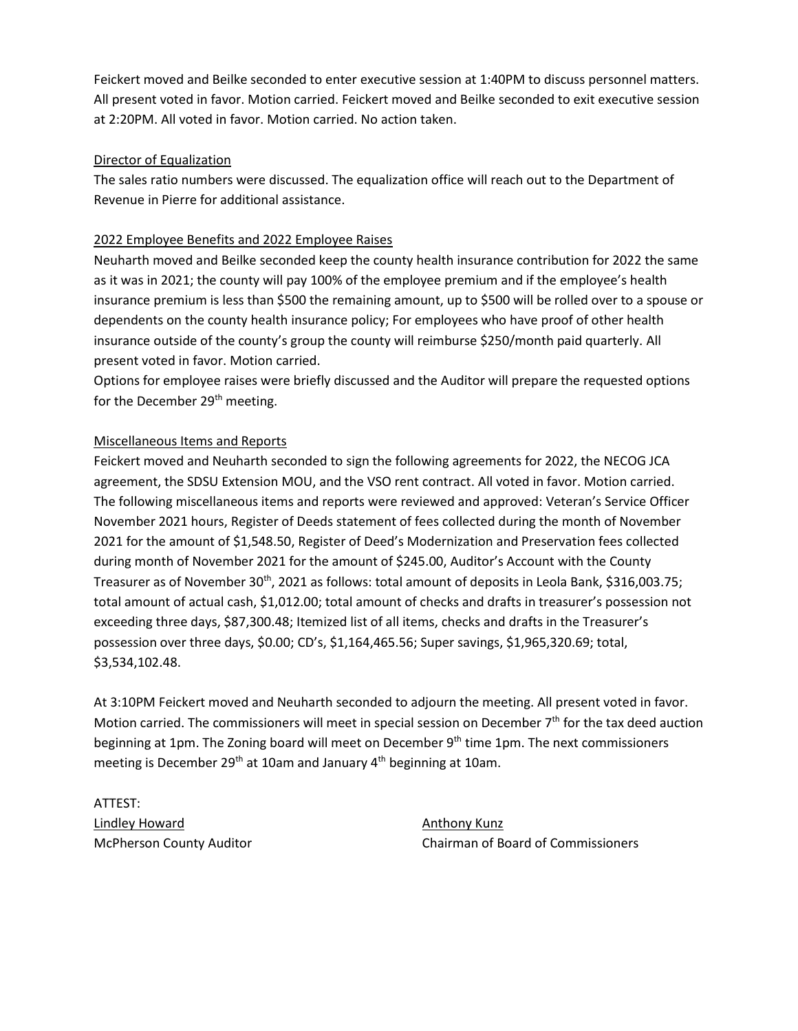Feickert moved and Beilke seconded to enter executive session at 1:40PM to discuss personnel matters. All present voted in favor. Motion carried. Feickert moved and Beilke seconded to exit executive session at 2:20PM. All voted in favor. Motion carried. No action taken.

Director of Equalization

The sales ratio numbers were discussed. The equalization office will reach out to the Department of Revenue in Pierre for additional assistance.

2022 Employee Benefits and 2022 Employee Raises

Neuharth moved and Beilke seconded keep the county health insurance contribution for 2022 the same as it was in 2021; the county will pay 100% of the employee premium and if the employee's health insurance premium is less than $500 the remaining amount, up to $500 will be rolled over to a spouse or dependents on the county health insurance policy; For employees who have proof of other health insurance outside of the county's group the county will reimburse $250/month paid quarterly. All present voted in favor. Motion carried.

Options for employee raises were briefly discussed and the Auditor will prepare the requested options for the December 29th meeting.

Miscellaneous Items and Reports

Feickert moved and Neuharth seconded to sign the following agreements for 2022, the NECOG JCA agreement, the SDSU Extension MOU, and the VSO rent contract. All voted in favor. Motion carried. The following miscellaneous items and reports were reviewed and approved: Veteran's Service Officer November 2021 hours, Register of Deeds statement of fees collected during the month of November 2021 for the amount of $1,548.50, Register of Deed's Modernization and Preservation fees collected during month of November 2021 for the amount of $245.00, Auditor's Account with the County Treasurer as of November 30th, 2021 as follows: total amount of deposits in Leola Bank, $316,003.75; total amount of actual cash, $1,012.00; total amount of checks and drafts in treasurer's possession not exceeding three days, $87,300.48; Itemized list of all items, checks and drafts in the Treasurer's possession over three days, $0.00; CD's, $1,164,465.56; Super savings, $1,965,320.69; total, $3,534,102.48.

At 3:10PM Feickert moved and Neuharth seconded to adjourn the meeting. All present voted in favor. Motion carried. The commissioners will meet in special session on December 7th for the tax deed auction beginning at 1pm. The Zoning board will meet on December 9th time 1pm. The next commissioners meeting is December 29th at 10am and January 4th beginning at 10am.

ATTEST:

Lindley Howard
McPherson County Auditor

Anthony Kunz
Chairman of Board of Commissioners